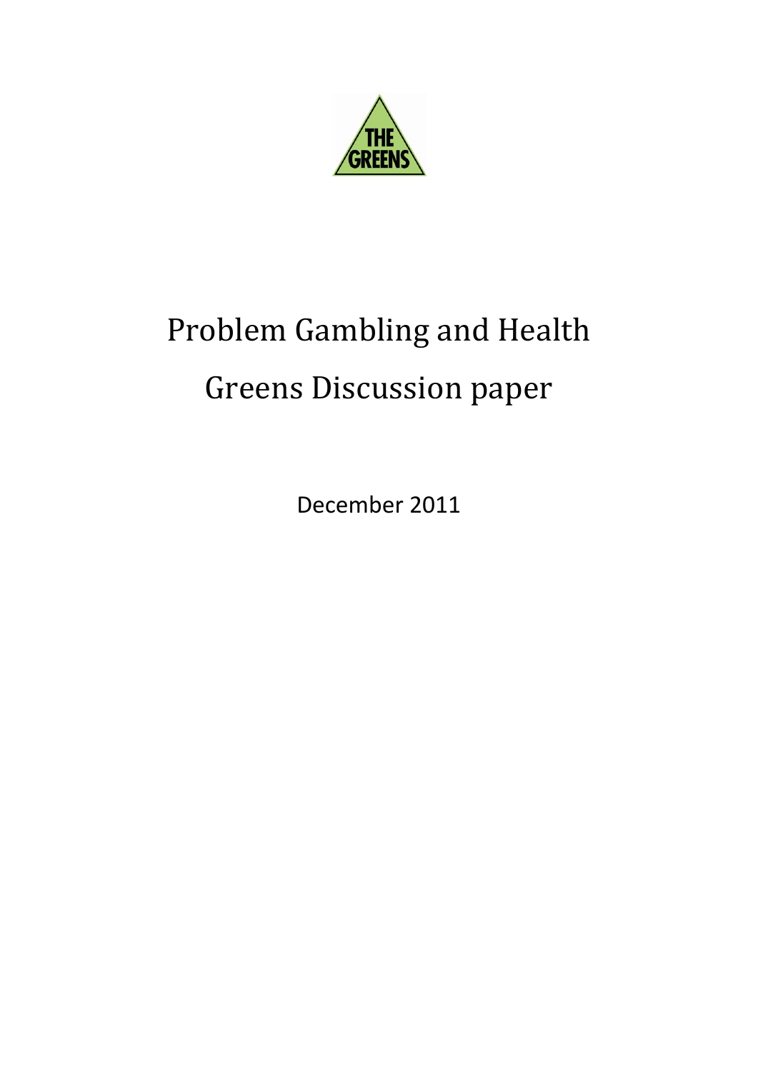THE GREENS

# Problem Gambling and Health

# Greens Discussion paper

December 2011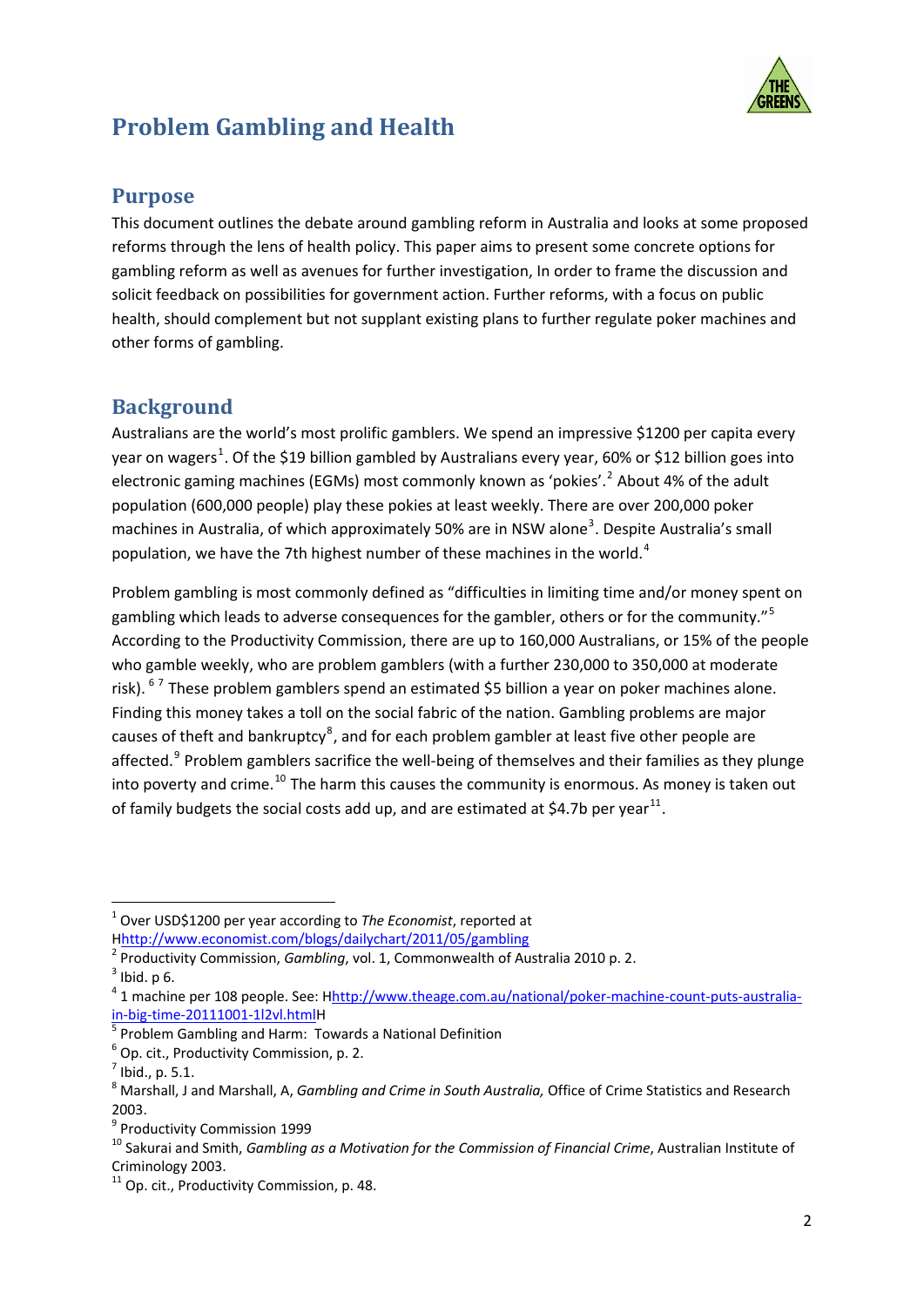# Problem Gambling and Health

## Purpose

This document outlines the debate around gambling reform in Australia and looks at some proposed reforms through the lens of health policy. This paper aims to present some concrete options for gambling reform as well as avenues for further investigation, In order to frame the discussion and solicit feedback on possibilities for government action. Further reforms, with a focus on public health, should complement but not supplant existing plans to further regulate poker machines and other forms of gambling.

## Background

Australians are the world's most prolific gamblers. We spend an impressive $1200 per capita every year on wagers[1]. Of the $19 billion gambled by Australians every year, 60% or $12 billion goes into electronic gaming machines (EGMs) most commonly known as 'pokies'.[2] About 4% of the adult population (600,000 people) play these pokies at least weekly. There are over 200,000 poker machines in Australia, of which approximately 50% are in NSW alone[3]. Despite Australia's small population, we have the 7th highest number of these machines in the world.[4]

Problem gambling is most commonly defined as "difficulties in limiting time and/or money spent on gambling which leads to adverse consequences for the gambler, others or for the community."[5] According to the Productivity Commission, there are up to 160,000 Australians, or 15% of the people who gamble weekly, who are problem gamblers (with a further 230,000 to 350,000 at moderate risk).[6] [7] These problem gamblers spend an estimated $5 billion a year on poker machines alone. Finding this money takes a toll on the social fabric of the nation. Gambling problems are major causes of theft and bankruptcy[8], and for each problem gambler at least five other people are affected.[9] Problem gamblers sacrifice the well-being of themselves and their families as they plunge into poverty and crime.[10] The harm this causes the community is enormous. As money is taken out of family budgets the social costs add up, and are estimated at $4.7b per year[11].

---

[1] Over USD$1200 per year according to *The Economist*, reported at Hhttp://www.economist.com/blogs/dailychart/2011/05/gambling

[2] Productivity Commission, *Gambling*, vol. 1, Commonwealth of Australia 2010 p. 2.

[3] Ibid. p 6.

[4] 1 machine per 108 people. See: Hhttp://www.theage.com.au/national/poker-machine-count-puts-australia-in-big-time-20111001-1l2vl.htmlH

[5] Problem Gambling and Harm: Towards a National Definition

[6] Op. cit., Productivity Commission, p. 2.

[7] Ibid., p. 5.1.

[8] Marshall, J and Marshall, A, *Gambling and Crime in South Australia,* Office of Crime Statistics and Research 2003.

[9] Productivity Commission 1999

[10] Sakurai and Smith, *Gambling as a Motivation for the Commission of Financial Crime*, Australian Institute of Criminology 2003.

[11] Op. cit., Productivity Commission, p. 48.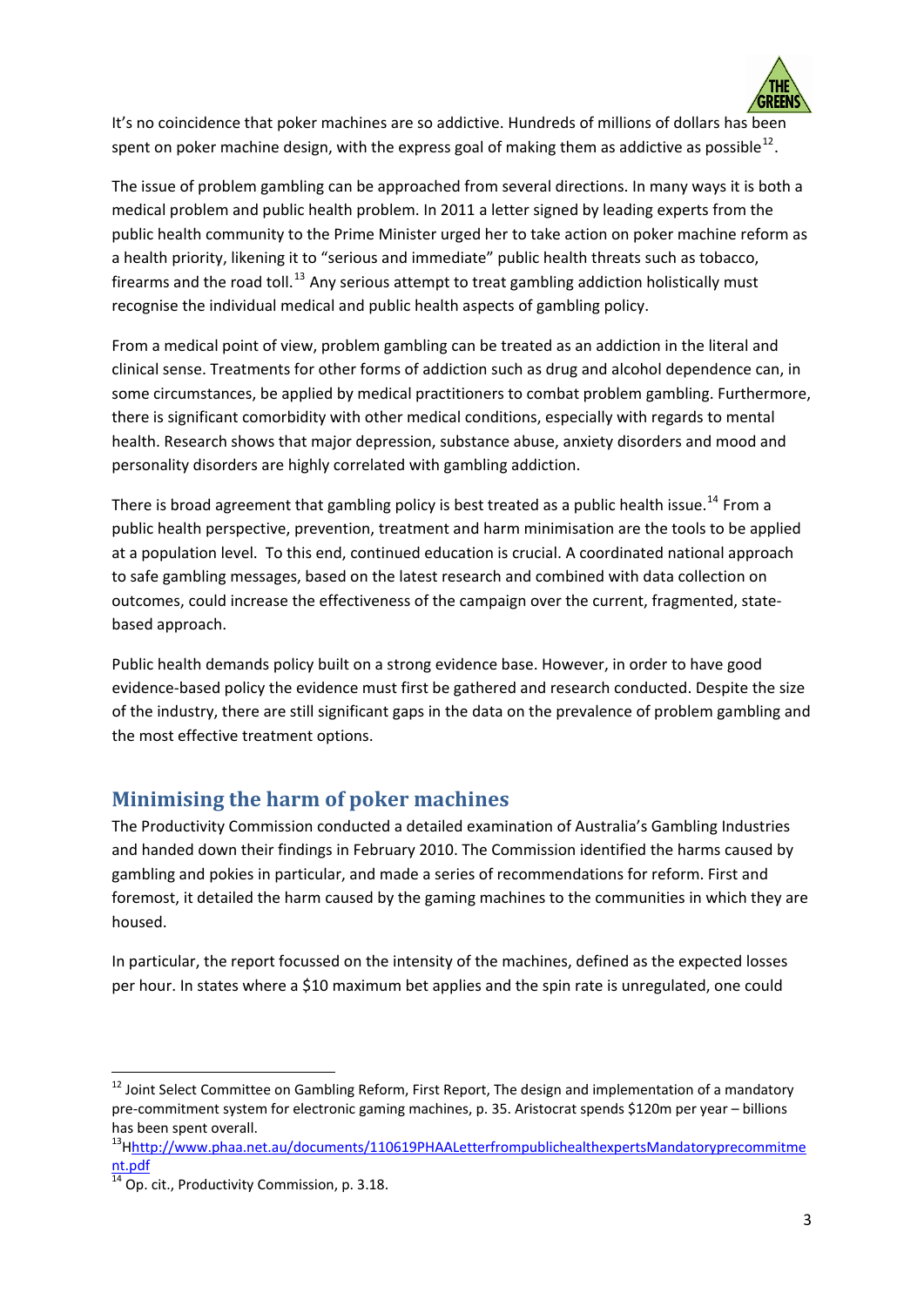It's no coincidence that poker machines are so addictive. Hundreds of millions of dollars has been spent on poker machine design, with the express goal of making them as addictive as possible[12].

The issue of problem gambling can be approached from several directions. In many ways it is both a medical problem and public health problem. In 2011 a letter signed by leading experts from the public health community to the Prime Minister urged her to take action on poker machine reform as a health priority, likening it to "serious and immediate" public health threats such as tobacco, firearms and the road toll.[13] Any serious attempt to treat gambling addiction holistically must recognise the individual medical and public health aspects of gambling policy.

From a medical point of view, problem gambling can be treated as an addiction in the literal and clinical sense. Treatments for other forms of addiction such as drug and alcohol dependence can, in some circumstances, be applied by medical practitioners to combat problem gambling. Furthermore, there is significant comorbidity with other medical conditions, especially with regards to mental health. Research shows that major depression, substance abuse, anxiety disorders and mood and personality disorders are highly correlated with gambling addiction.

There is broad agreement that gambling policy is best treated as a public health issue.[14] From a public health perspective, prevention, treatment and harm minimisation are the tools to be applied at a population level. To this end, continued education is crucial. A coordinated national approach to safe gambling messages, based on the latest research and combined with data collection on outcomes, could increase the effectiveness of the campaign over the current, fragmented, state-based approach.

Public health demands policy built on a strong evidence base. However, in order to have good evidence-based policy the evidence must first be gathered and research conducted. Despite the size of the industry, there are still significant gaps in the data on the prevalence of problem gambling and the most effective treatment options.

## Minimising the harm of poker machines

The Productivity Commission conducted a detailed examination of Australia's Gambling Industries and handed down their findings in February 2010. The Commission identified the harms caused by gambling and pokies in particular, and made a series of recommendations for reform. First and foremost, it detailed the harm caused by the gaming machines to the communities in which they are housed.

In particular, the report focussed on the intensity of the machines, defined as the expected losses per hour. In states where a $10 maximum bet applies and the spin rate is unregulated, one could

---

[12] Joint Select Committee on Gambling Reform, First Report, The design and implementation of a mandatory pre-commitment system for electronic gaming machines, p. 35. Aristocrat spends $120m per year – billions has been spent overall.

[13] Hhttp://www.phaa.net.au/documents/110619PHAALetterfrompublichealthexpertsMandatoryprecommitment.pdf

[14] Op. cit., Productivity Commission, p. 3.18.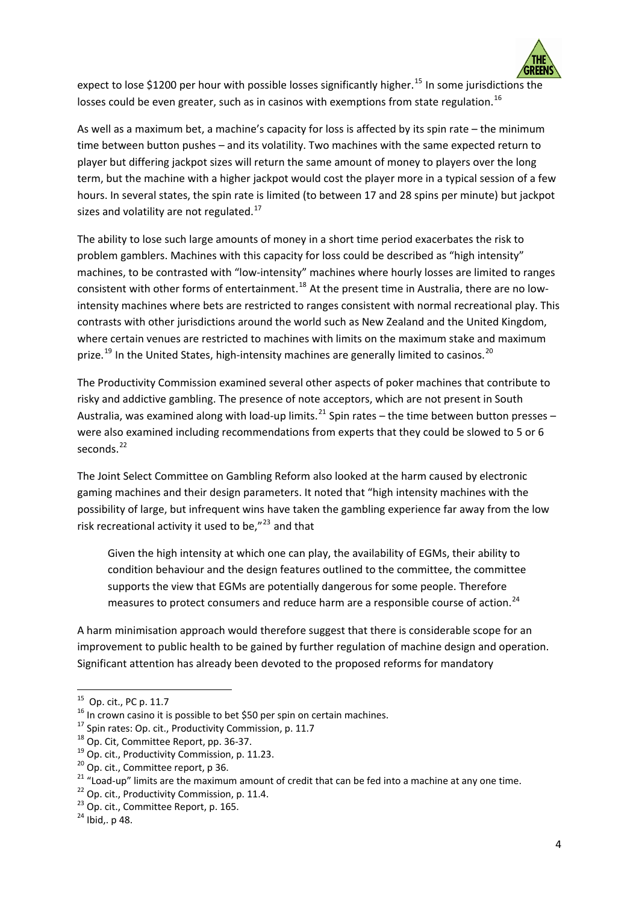expect to lose $1200 per hour with possible losses significantly higher.[15] In some jurisdictions the losses could be even greater, such as in casinos with exemptions from state regulation.[16]

As well as a maximum bet, a machine's capacity for loss is affected by its spin rate – the minimum time between button pushes – and its volatility. Two machines with the same expected return to player but differing jackpot sizes will return the same amount of money to players over the long term, but the machine with a higher jackpot would cost the player more in a typical session of a few hours. In several states, the spin rate is limited (to between 17 and 28 spins per minute) but jackpot sizes and volatility are not regulated.[17]

The ability to lose such large amounts of money in a short time period exacerbates the risk to problem gamblers. Machines with this capacity for loss could be described as "high intensity" machines, to be contrasted with "low-intensity" machines where hourly losses are limited to ranges consistent with other forms of entertainment.[18] At the present time in Australia, there are no low-intensity machines where bets are restricted to ranges consistent with normal recreational play. This contrasts with other jurisdictions around the world such as New Zealand and the United Kingdom, where certain venues are restricted to machines with limits on the maximum stake and maximum prize.[19] In the United States, high-intensity machines are generally limited to casinos.[20]

The Productivity Commission examined several other aspects of poker machines that contribute to risky and addictive gambling. The presence of note acceptors, which are not present in South Australia, was examined along with load-up limits.[21] Spin rates – the time between button presses – were also examined including recommendations from experts that they could be slowed to 5 or 6 seconds.[22]

The Joint Select Committee on Gambling Reform also looked at the harm caused by electronic gaming machines and their design parameters. It noted that "high intensity machines with the possibility of large, but infrequent wins have taken the gambling experience far away from the low risk recreational activity it used to be,"[23] and that

> Given the high intensity at which one can play, the availability of EGMs, their ability to condition behaviour and the design features outlined to the committee, the committee supports the view that EGMs are potentially dangerous for some people. Therefore measures to protect consumers and reduce harm are a responsible course of action.[24]

A harm minimisation approach would therefore suggest that there is considerable scope for an improvement to public health to be gained by further regulation of machine design and operation. Significant attention has already been devoted to the proposed reforms for mandatory

---

[15] Op. cit., PC p. 11.7

[16] In crown casino it is possible to bet $50 per spin on certain machines.

[17] Spin rates: Op. cit., Productivity Commission, p. 11.7

[18] Op. Cit, Committee Report, pp. 36-37.

[19] Op. cit., Productivity Commission, p. 11.23.

[20] Op. cit., Committee report, p 36.

[21] "Load-up" limits are the maximum amount of credit that can be fed into a machine at any one time.

[22] Op. cit., Productivity Commission, p. 11.4.

[23] Op. cit., Committee Report, p. 165.

[24] Ibid,. p 48.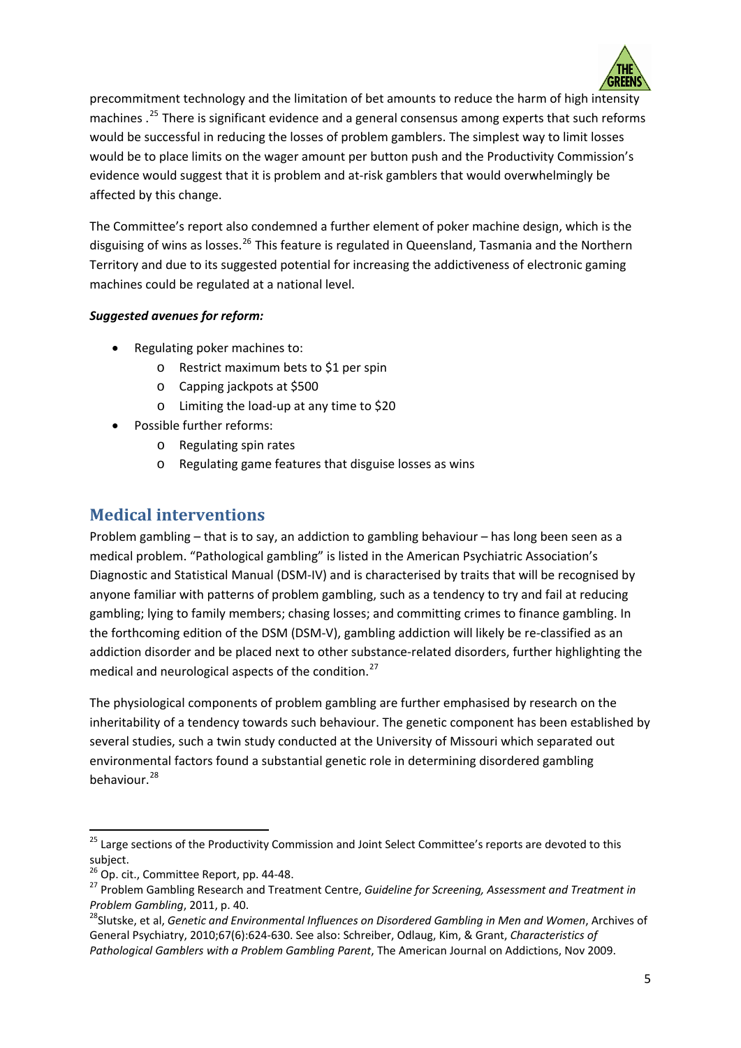precommitment technology and the limitation of bet amounts to reduce the harm of high intensity machines .[25] There is significant evidence and a general consensus among experts that such reforms would be successful in reducing the losses of problem gamblers. The simplest way to limit losses would be to place limits on the wager amount per button push and the Productivity Commission's evidence would suggest that it is problem and at-risk gamblers that would overwhelmingly be affected by this change.

The Committee's report also condemned a further element of poker machine design, which is the disguising of wins as losses.[26] This feature is regulated in Queensland, Tasmania and the Northern Territory and due to its suggested potential for increasing the addictiveness of electronic gaming machines could be regulated at a national level.

***Suggested avenues for reform:***

- Regulating poker machines to:
  - Restrict maximum bets to $1 per spin
  - Capping jackpots at $500
  - Limiting the load-up at any time to $20
- Possible further reforms:
  - Regulating spin rates
  - Regulating game features that disguise losses as wins

## Medical interventions

Problem gambling – that is to say, an addiction to gambling behaviour – has long been seen as a medical problem. "Pathological gambling" is listed in the American Psychiatric Association's Diagnostic and Statistical Manual (DSM-IV) and is characterised by traits that will be recognised by anyone familiar with patterns of problem gambling, such as a tendency to try and fail at reducing gambling; lying to family members; chasing losses; and committing crimes to finance gambling. In the forthcoming edition of the DSM (DSM-V), gambling addiction will likely be re-classified as an addiction disorder and be placed next to other substance-related disorders, further highlighting the medical and neurological aspects of the condition.[27]

The physiological components of problem gambling are further emphasised by research on the inheritability of a tendency towards such behaviour. The genetic component has been established by several studies, such a twin study conducted at the University of Missouri which separated out environmental factors found a substantial genetic role in determining disordered gambling behaviour.[28]

---

[25] Large sections of the Productivity Commission and Joint Select Committee's reports are devoted to this subject.

[26] Op. cit., Committee Report, pp. 44-48.

[27] Problem Gambling Research and Treatment Centre, *Guideline for Screening, Assessment and Treatment in Problem Gambling*, 2011, p. 40.

[28] Slutske, et al, *Genetic and Environmental Influences on Disordered Gambling in Men and Women*, Archives of General Psychiatry, 2010;67(6):624-630. See also: Schreiber, Odlaug, Kim, & Grant, *Characteristics of Pathological Gamblers with a Problem Gambling Parent*, The American Journal on Addictions, Nov 2009.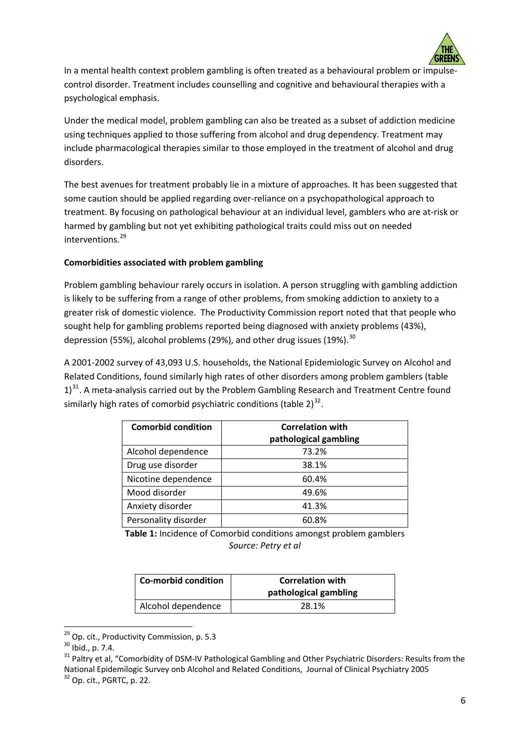In a mental health context problem gambling is often treated as a behavioural problem or impulse-control disorder. Treatment includes counselling and cognitive and behavioural therapies with a psychological emphasis.

Under the medical model, problem gambling can also be treated as a subset of addiction medicine using techniques applied to those suffering from alcohol and drug dependency. Treatment may include pharmacological therapies similar to those employed in the treatment of alcohol and drug disorders.

The best avenues for treatment probably lie in a mixture of approaches. It has been suggested that some caution should be applied regarding over-reliance on a psychopathological approach to treatment. By focusing on pathological behaviour at an individual level, gamblers who are at-risk or harmed by gambling but not yet exhibiting pathological traits could miss out on needed interventions.[29]

**Comorbidities associated with problem gambling**

Problem gambling behaviour rarely occurs in isolation. A person struggling with gambling addiction is likely to be suffering from a range of other problems, from smoking addiction to anxiety to a greater risk of domestic violence. The Productivity Commission report noted that that people who sought help for gambling problems reported being diagnosed with anxiety problems (43%), depression (55%), alcohol problems (29%), and other drug issues (19%).[30]

A 2001-2002 survey of 43,093 U.S. households, the National Epidemiologic Survey on Alcohol and Related Conditions, found similarly high rates of other disorders among problem gamblers (table 1)[31]. A meta-analysis carried out by the Problem Gambling Research and Treatment Centre found similarly high rates of comorbid psychiatric conditions (table 2)[32].

| Comorbid condition | Correlation with pathological gambling |
|---|---|
| Alcohol dependence | 73.2% |
| Drug use disorder | 38.1% |
| Nicotine dependence | 60.4% |
| Mood disorder | 49.6% |
| Anxiety disorder | 41.3% |
| Personality disorder | 60.8% |

**Table 1:** Incidence of Comorbid conditions amongst problem gamblers
*Source: Petry et al*

| Co-morbid condition | Correlation with pathological gambling |
|---|---|
| Alcohol dependence | 28.1% |

[29] Op. cit., Productivity Commission, p. 5.3

[30] Ibid., p. 7.4.

[31] Paltry et al, "Comorbidity of DSM-IV Pathological Gambling and Other Psychiatric Disorders: Results from the National Epidemilogic Survey onb Alcohol and Related Conditions, Journal of Clinical Psychiatry 2005

[32] Op. cit., PGRTC, p. 22.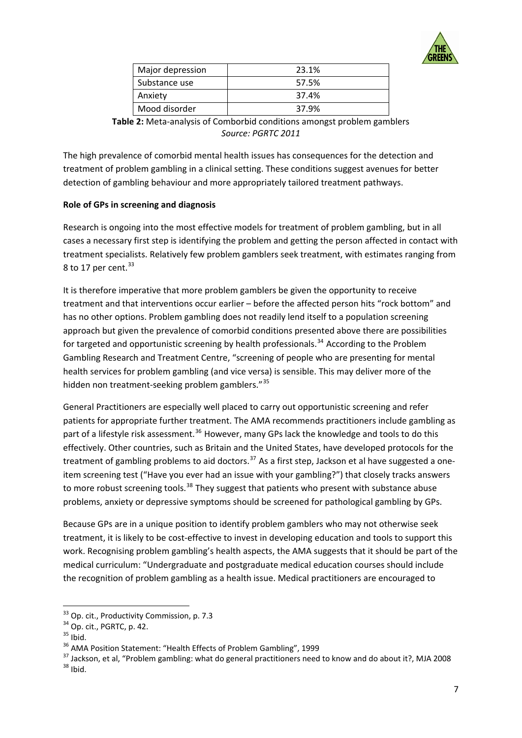| Major depression | 23.1% |
|---|---|
| Substance use | 57.5% |
| Anxiety | 37.4% |
| Mood disorder | 37.9% |

**Table 2:** Meta-analysis of Comborbid conditions amongst problem gamblers
*Source: PGRTC 2011*

The high prevalence of comorbid mental health issues has consequences for the detection and treatment of problem gambling in a clinical setting. These conditions suggest avenues for better detection of gambling behaviour and more appropriately tailored treatment pathways.

**Role of GPs in screening and diagnosis**

Research is ongoing into the most effective models for treatment of problem gambling, but in all cases a necessary first step is identifying the problem and getting the person affected in contact with treatment specialists. Relatively few problem gamblers seek treatment, with estimates ranging from 8 to 17 per cent.[33]

It is therefore imperative that more problem gamblers be given the opportunity to receive treatment and that interventions occur earlier – before the affected person hits "rock bottom" and has no other options. Problem gambling does not readily lend itself to a population screening approach but given the prevalence of comorbid conditions presented above there are possibilities for targeted and opportunistic screening by health professionals.[34] According to the Problem Gambling Research and Treatment Centre, "screening of people who are presenting for mental health services for problem gambling (and vice versa) is sensible. This may deliver more of the hidden non treatment-seeking problem gamblers."[35]

General Practitioners are especially well placed to carry out opportunistic screening and refer patients for appropriate further treatment. The AMA recommends practitioners include gambling as part of a lifestyle risk assessment.[36] However, many GPs lack the knowledge and tools to do this effectively. Other countries, such as Britain and the United States, have developed protocols for the treatment of gambling problems to aid doctors.[37] As a first step, Jackson et al have suggested a one-item screening test ("Have you ever had an issue with your gambling?") that closely tracks answers to more robust screening tools.[38] They suggest that patients who present with substance abuse problems, anxiety or depressive symptoms should be screened for pathological gambling by GPs.

Because GPs are in a unique position to identify problem gamblers who may not otherwise seek treatment, it is likely to be cost-effective to invest in developing education and tools to support this work. Recognising problem gambling's health aspects, the AMA suggests that it should be part of the medical curriculum: "Undergraduate and postgraduate medical education courses should include the recognition of problem gambling as a health issue. Medical practitioners are encouraged to

[33] Op. cit., Productivity Commission, p. 7.3
[34] Op. cit., PGRTC, p. 42.
[35] Ibid.
[36] AMA Position Statement: "Health Effects of Problem Gambling", 1999
[37] Jackson, et al, "Problem gambling: what do general practitioners need to know and do about it?, MJA 2008
[38] Ibid.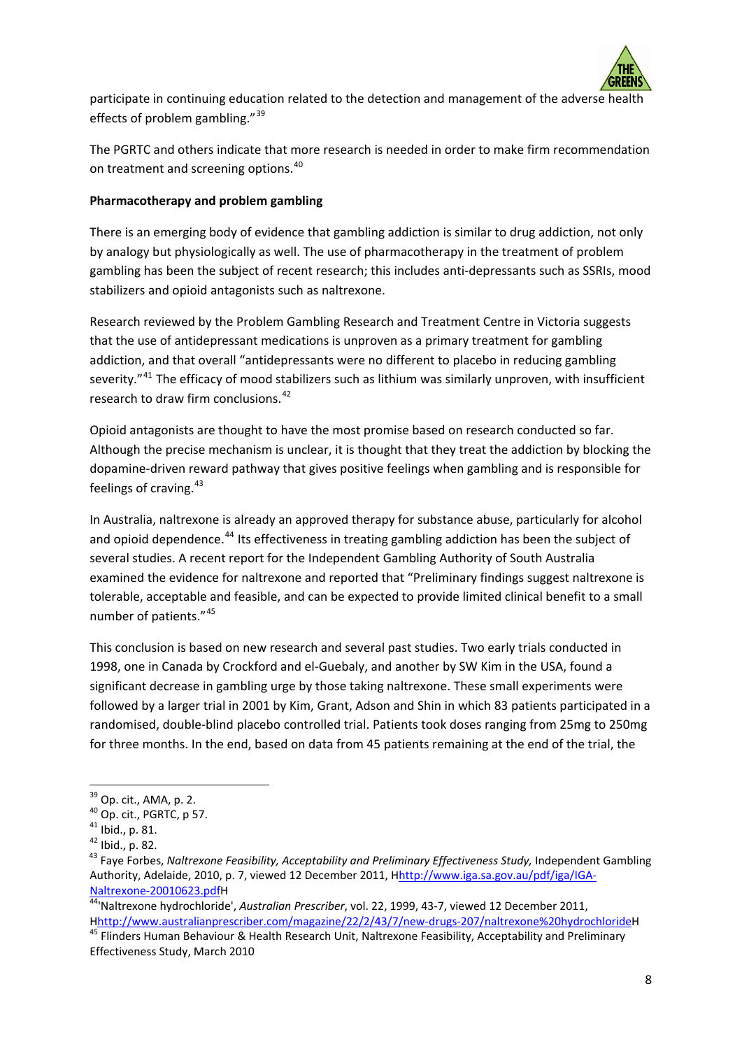participate in continuing education related to the detection and management of the adverse health effects of problem gambling."[39]

The PGRTC and others indicate that more research is needed in order to make firm recommendation on treatment and screening options.[40]

**Pharmacotherapy and problem gambling**

There is an emerging body of evidence that gambling addiction is similar to drug addiction, not only by analogy but physiologically as well. The use of pharmacotherapy in the treatment of problem gambling has been the subject of recent research; this includes anti-depressants such as SSRIs, mood stabilizers and opioid antagonists such as naltrexone.

Research reviewed by the Problem Gambling Research and Treatment Centre in Victoria suggests that the use of antidepressant medications is unproven as a primary treatment for gambling addiction, and that overall "antidepressants were no different to placebo in reducing gambling severity."[41] The efficacy of mood stabilizers such as lithium was similarly unproven, with insufficient research to draw firm conclusions.[42]

Opioid antagonists are thought to have the most promise based on research conducted so far. Although the precise mechanism is unclear, it is thought that they treat the addiction by blocking the dopamine-driven reward pathway that gives positive feelings when gambling and is responsible for feelings of craving.[43]

In Australia, naltrexone is already an approved therapy for substance abuse, particularly for alcohol and opioid dependence.[44] Its effectiveness in treating gambling addiction has been the subject of several studies. A recent report for the Independent Gambling Authority of South Australia examined the evidence for naltrexone and reported that "Preliminary findings suggest naltrexone is tolerable, acceptable and feasible, and can be expected to provide limited clinical benefit to a small number of patients."[45]

This conclusion is based on new research and several past studies. Two early trials conducted in 1998, one in Canada by Crockford and el-Guebaly, and another by SW Kim in the USA, found a significant decrease in gambling urge by those taking naltrexone. These small experiments were followed by a larger trial in 2001 by Kim, Grant, Adson and Shin in which 83 patients participated in a randomised, double-blind placebo controlled trial. Patients took doses ranging from 25mg to 250mg for three months. In the end, based on data from 45 patients remaining at the end of the trial, the

---

[39] Op. cit., AMA, p. 2.

[40] Op. cit., PGRTC, p 57.

[41] Ibid., p. 81.

[42] Ibid., p. 82.

[43] Faye Forbes, *Naltrexone Feasibility, Acceptability and Preliminary Effectiveness Study,* Independent Gambling Authority, Adelaide, 2010, p. 7, viewed 12 December 2011, Hhttp://www.iga.sa.gov.au/pdf/iga/IGA-Naltrexone-20010623.pdfH

[44] 'Naltrexone hydrochloride', *Australian Prescriber*, vol. 22, 1999, 43-7, viewed 12 December 2011, Hhttp://www.australianprescriber.com/magazine/22/2/43/7/new-drugs-207/naltrexone%20hydrochlorideH

[45] Flinders Human Behaviour & Health Research Unit, Naltrexone Feasibility, Acceptability and Preliminary Effectiveness Study, March 2010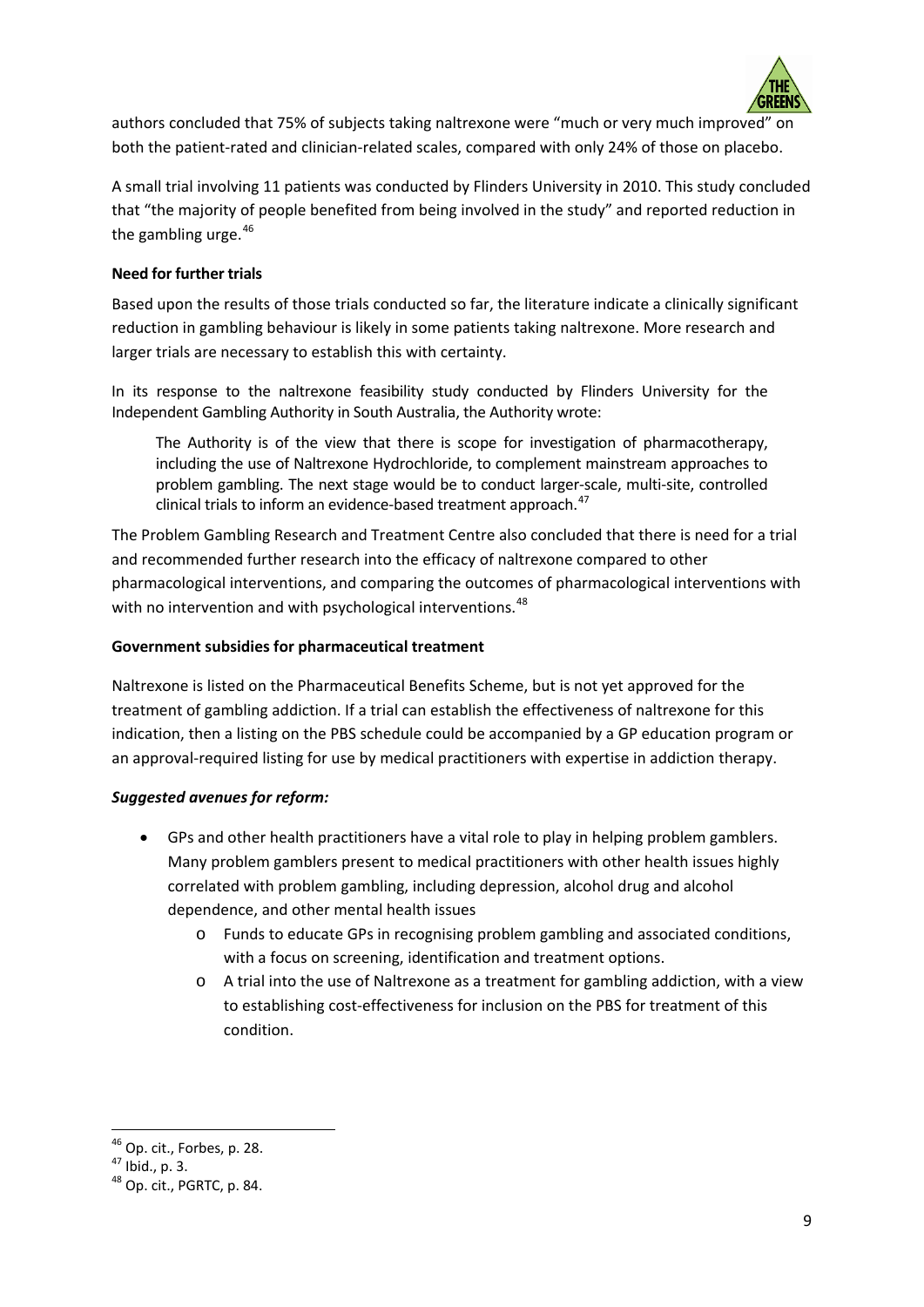authors concluded that 75% of subjects taking naltrexone were "much or very much improved" on both the patient-rated and clinician-related scales, compared with only 24% of those on placebo.

A small trial involving 11 patients was conducted by Flinders University in 2010. This study concluded that "the majority of people benefited from being involved in the study" and reported reduction in the gambling urge.[46]

**Need for further trials**

Based upon the results of those trials conducted so far, the literature indicate a clinically significant reduction in gambling behaviour is likely in some patients taking naltrexone. More research and larger trials are necessary to establish this with certainty.

In its response to the naltrexone feasibility study conducted by Flinders University for the Independent Gambling Authority in South Australia, the Authority wrote:

> The Authority is of the view that there is scope for investigation of pharmacotherapy, including the use of Naltrexone Hydrochloride, to complement mainstream approaches to problem gambling. The next stage would be to conduct larger-scale, multi-site, controlled clinical trials to inform an evidence-based treatment approach.[47]

The Problem Gambling Research and Treatment Centre also concluded that there is need for a trial and recommended further research into the efficacy of naltrexone compared to other pharmacological interventions, and comparing the outcomes of pharmacological interventions with with no intervention and with psychological interventions.[48]

**Government subsidies for pharmaceutical treatment**

Naltrexone is listed on the Pharmaceutical Benefits Scheme, but is not yet approved for the treatment of gambling addiction. If a trial can establish the effectiveness of naltrexone for this indication, then a listing on the PBS schedule could be accompanied by a GP education program or an approval-required listing for use by medical practitioners with expertise in addiction therapy.

***Suggested avenues for reform:***

- GPs and other health practitioners have a vital role to play in helping problem gamblers. Many problem gamblers present to medical practitioners with other health issues highly correlated with problem gambling, including depression, alcohol drug and alcohol dependence, and other mental health issues
  - Funds to educate GPs in recognising problem gambling and associated conditions, with a focus on screening, identification and treatment options.
  - A trial into the use of Naltrexone as a treatment for gambling addiction, with a view to establishing cost-effectiveness for inclusion on the PBS for treatment of this condition.

---

[46] Op. cit., Forbes, p. 28.
[47] Ibid., p. 3.
[48] Op. cit., PGRTC, p. 84.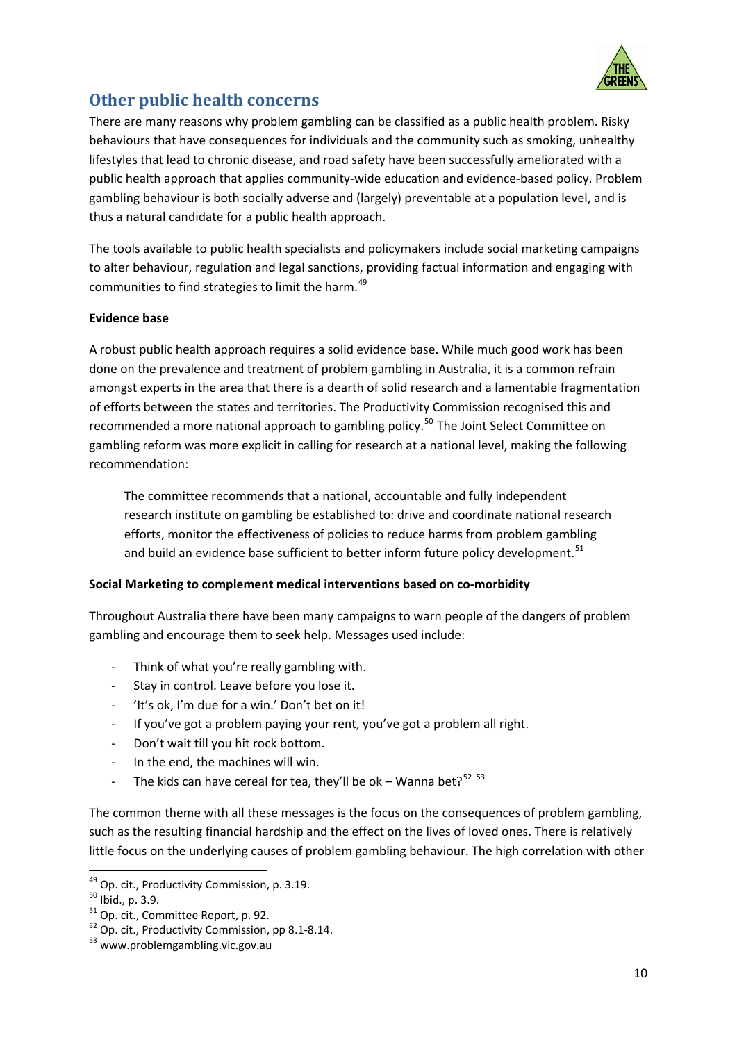## Other public health concerns

There are many reasons why problem gambling can be classified as a public health problem. Risky behaviours that have consequences for individuals and the community such as smoking, unhealthy lifestyles that lead to chronic disease, and road safety have been successfully ameliorated with a public health approach that applies community-wide education and evidence-based policy. Problem gambling behaviour is both socially adverse and (largely) preventable at a population level, and is thus a natural candidate for a public health approach.

The tools available to public health specialists and policymakers include social marketing campaigns to alter behaviour, regulation and legal sanctions, providing factual information and engaging with communities to find strategies to limit the harm.[49]

**Evidence base**

A robust public health approach requires a solid evidence base. While much good work has been done on the prevalence and treatment of problem gambling in Australia, it is a common refrain amongst experts in the area that there is a dearth of solid research and a lamentable fragmentation of efforts between the states and territories. The Productivity Commission recognised this and recommended a more national approach to gambling policy.[50] The Joint Select Committee on gambling reform was more explicit in calling for research at a national level, making the following recommendation:

> The committee recommends that a national, accountable and fully independent research institute on gambling be established to: drive and coordinate national research efforts, monitor the effectiveness of policies to reduce harms from problem gambling and build an evidence base sufficient to better inform future policy development.[51]

**Social Marketing to complement medical interventions based on co-morbidity**

Throughout Australia there have been many campaigns to warn people of the dangers of problem gambling and encourage them to seek help. Messages used include:

- Think of what you're really gambling with.
- Stay in control. Leave before you lose it.
- 'It's ok, I'm due for a win.' Don't bet on it!
- If you've got a problem paying your rent, you've got a problem all right.
- Don't wait till you hit rock bottom.
- In the end, the machines will win.
- The kids can have cereal for tea, they'll be ok – Wanna bet?[52] [53]

The common theme with all these messages is the focus on the consequences of problem gambling, such as the resulting financial hardship and the effect on the lives of loved ones. There is relatively little focus on the underlying causes of problem gambling behaviour. The high correlation with other

---

[49] Op. cit., Productivity Commission, p. 3.19.

[50] Ibid., p. 3.9.

[51] Op. cit., Committee Report, p. 92.

[52] Op. cit., Productivity Commission, pp 8.1-8.14.

[53] www.problemgambling.vic.gov.au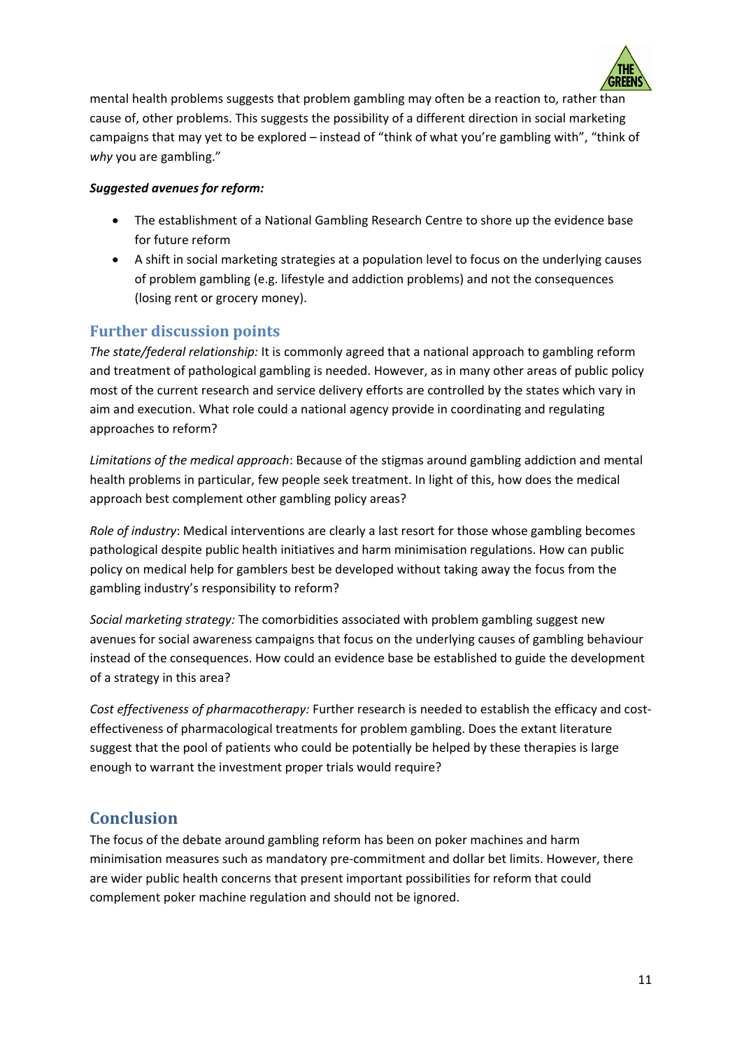mental health problems suggests that problem gambling may often be a reaction to, rather than cause of, other problems. This suggests the possibility of a different direction in social marketing campaigns that may yet to be explored – instead of "think of what you're gambling with", "think of *why* you are gambling."

***Suggested avenues for reform:***

- The establishment of a National Gambling Research Centre to shore up the evidence base for future reform
- A shift in social marketing strategies at a population level to focus on the underlying causes of problem gambling (e.g. lifestyle and addiction problems) and not the consequences (losing rent or grocery money).

## Further discussion points

*The state/federal relationship:* It is commonly agreed that a national approach to gambling reform and treatment of pathological gambling is needed. However, as in many other areas of public policy most of the current research and service delivery efforts are controlled by the states which vary in aim and execution. What role could a national agency provide in coordinating and regulating approaches to reform?

*Limitations of the medical approach*: Because of the stigmas around gambling addiction and mental health problems in particular, few people seek treatment. In light of this, how does the medical approach best complement other gambling policy areas?

*Role of industry*: Medical interventions are clearly a last resort for those whose gambling becomes pathological despite public health initiatives and harm minimisation regulations. How can public policy on medical help for gamblers best be developed without taking away the focus from the gambling industry's responsibility to reform?

*Social marketing strategy:* The comorbidities associated with problem gambling suggest new avenues for social awareness campaigns that focus on the underlying causes of gambling behaviour instead of the consequences. How could an evidence base be established to guide the development of a strategy in this area?

*Cost effectiveness of pharmacotherapy:* Further research is needed to establish the efficacy and cost-effectiveness of pharmacological treatments for problem gambling. Does the extant literature suggest that the pool of patients who could be potentially be helped by these therapies is large enough to warrant the investment proper trials would require?

# Conclusion

The focus of the debate around gambling reform has been on poker machines and harm minimisation measures such as mandatory pre-commitment and dollar bet limits. However, there are wider public health concerns that present important possibilities for reform that could complement poker machine regulation and should not be ignored.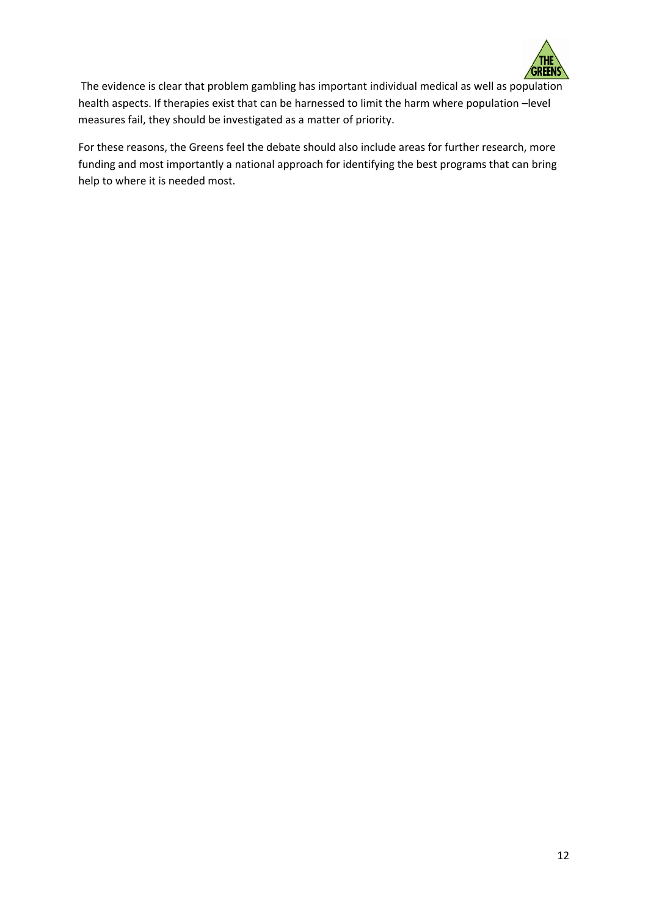The evidence is clear that problem gambling has important individual medical as well as population health aspects. If therapies exist that can be harnessed to limit the harm where population –level measures fail, they should be investigated as a matter of priority.

For these reasons, the Greens feel the debate should also include areas for further research, more funding and most importantly a national approach for identifying the best programs that can bring help to where it is needed most.